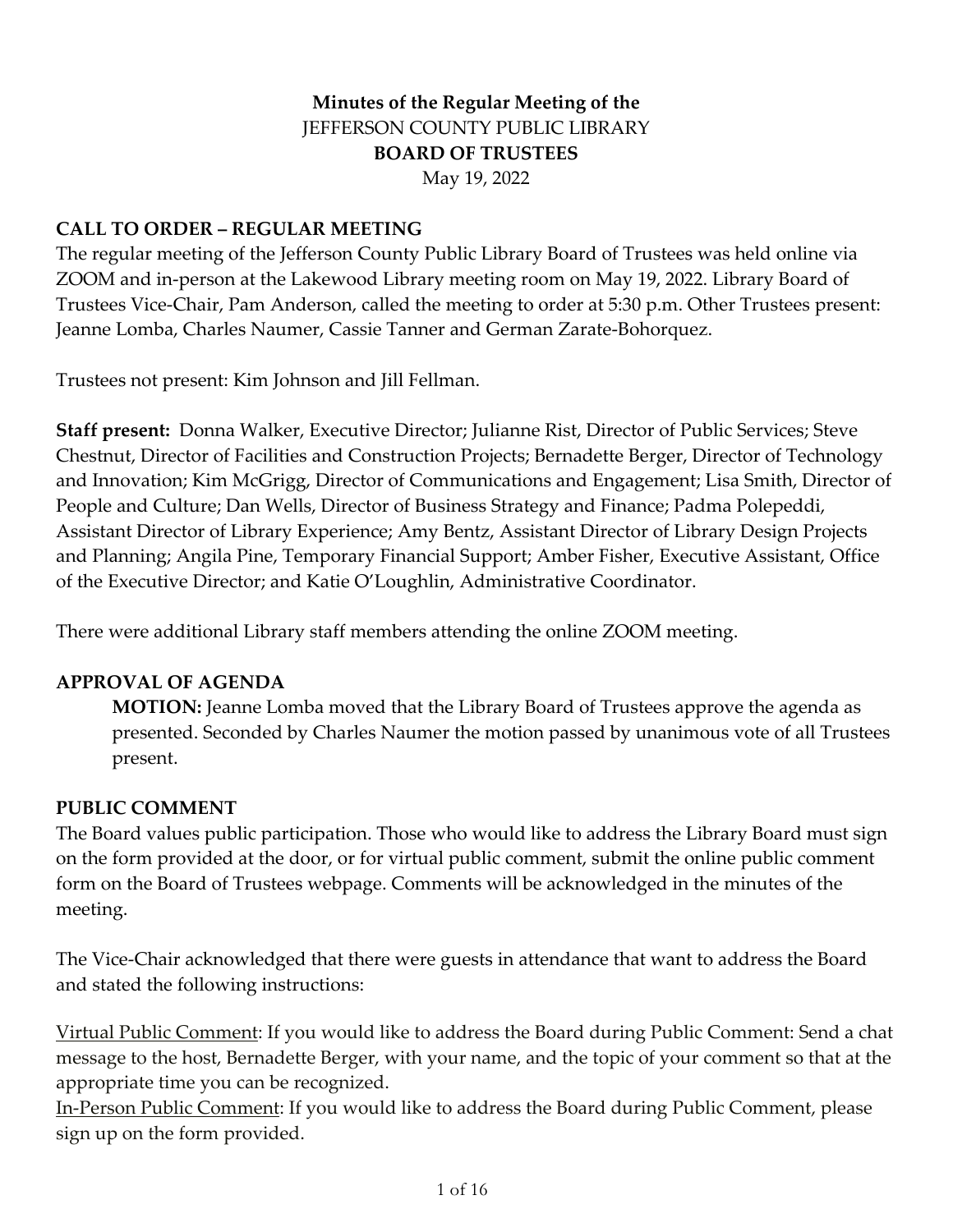**Minutes of the Regular Meeting of the**
JEFFERSON COUNTY PUBLIC LIBRARY
**BOARD OF TRUSTEES**
May 19, 2022

## CALL TO ORDER – REGULAR MEETING

The regular meeting of the Jefferson County Public Library Board of Trustees was held online via ZOOM and in-person at the Lakewood Library meeting room on May 19, 2022. Library Board of Trustees Vice-Chair, Pam Anderson, called the meeting to order at 5:30 p.m. Other Trustees present: Jeanne Lomba, Charles Naumer, Cassie Tanner and German Zarate-Bohorquez.

Trustees not present: Kim Johnson and Jill Fellman.

**Staff present:** Donna Walker, Executive Director; Julianne Rist, Director of Public Services; Steve Chestnut, Director of Facilities and Construction Projects; Bernadette Berger, Director of Technology and Innovation; Kim McGrigg, Director of Communications and Engagement; Lisa Smith, Director of People and Culture; Dan Wells, Director of Business Strategy and Finance; Padma Polepeddi, Assistant Director of Library Experience; Amy Bentz, Assistant Director of Library Design Projects and Planning; Angila Pine, Temporary Financial Support; Amber Fisher, Executive Assistant, Office of the Executive Director; and Katie O'Loughlin, Administrative Coordinator.

There were additional Library staff members attending the online ZOOM meeting.

## APPROVAL OF AGENDA

> **MOTION:** Jeanne Lomba moved that the Library Board of Trustees approve the agenda as presented. Seconded by Charles Naumer the motion passed by unanimous vote of all Trustees present.

## PUBLIC COMMENT

The Board values public participation. Those who would like to address the Library Board must sign on the form provided at the door, or for virtual public comment, submit the online public comment form on the Board of Trustees webpage. Comments will be acknowledged in the minutes of the meeting.

The Vice-Chair acknowledged that there were guests in attendance that want to address the Board and stated the following instructions:

Virtual Public Comment: If you would like to address the Board during Public Comment: Send a chat message to the host, Bernadette Berger, with your name, and the topic of your comment so that at the appropriate time you can be recognized.
In-Person Public Comment: If you would like to address the Board during Public Comment, please sign up on the form provided.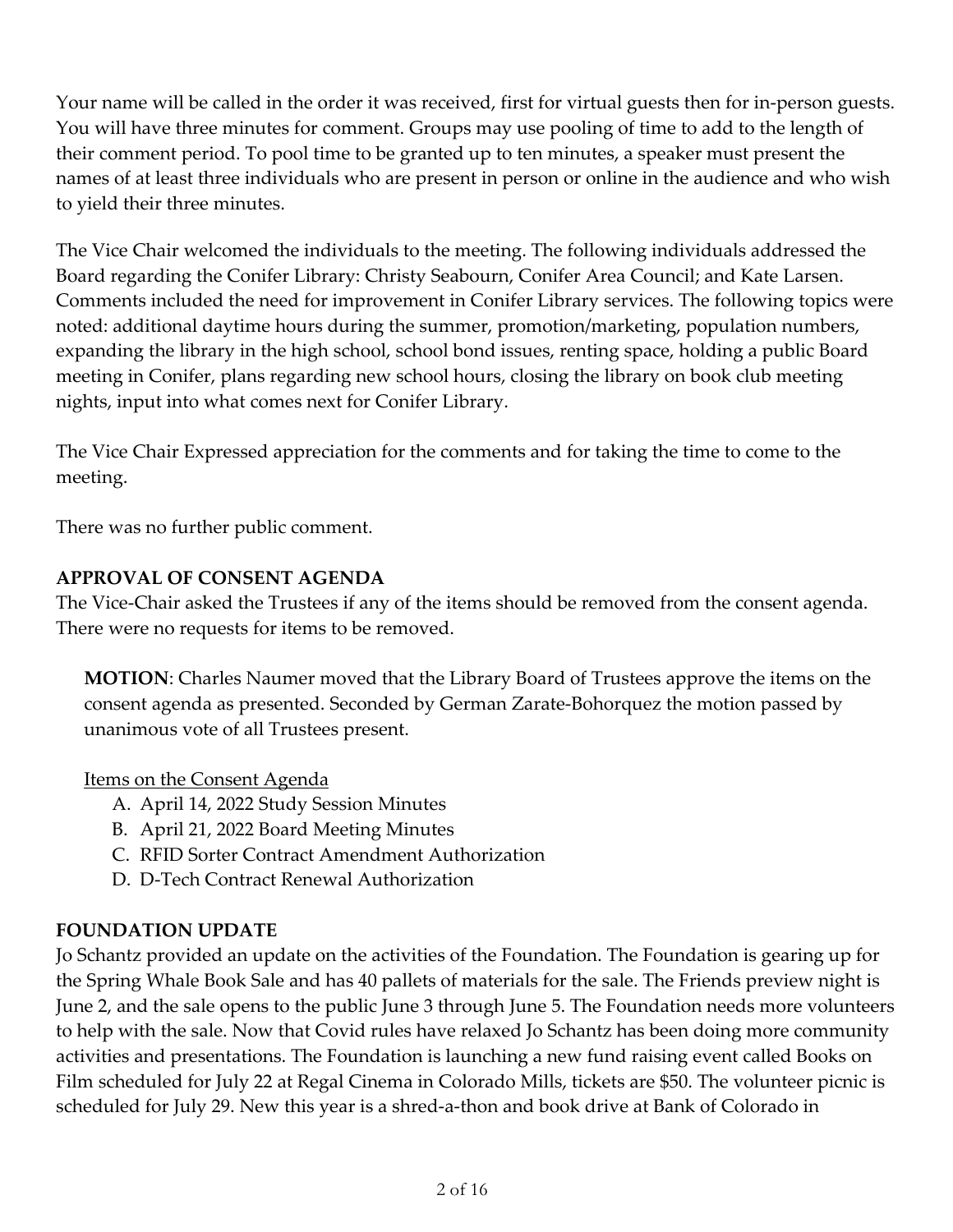Your name will be called in the order it was received, first for virtual guests then for in-person guests. You will have three minutes for comment. Groups may use pooling of time to add to the length of their comment period. To pool time to be granted up to ten minutes, a speaker must present the names of at least three individuals who are present in person or online in the audience and who wish to yield their three minutes.

The Vice Chair welcomed the individuals to the meeting. The following individuals addressed the Board regarding the Conifer Library: Christy Seabourn, Conifer Area Council; and Kate Larsen. Comments included the need for improvement in Conifer Library services. The following topics were noted: additional daytime hours during the summer, promotion/marketing, population numbers, expanding the library in the high school, school bond issues, renting space, holding a public Board meeting in Conifer, plans regarding new school hours, closing the library on book club meeting nights, input into what comes next for Conifer Library.

The Vice Chair Expressed appreciation for the comments and for taking the time to come to the meeting.

There was no further public comment.

**APPROVAL OF CONSENT AGENDA**

The Vice-Chair asked the Trustees if any of the items should be removed from the consent agenda. There were no requests for items to be removed.

> **MOTION**: Charles Naumer moved that the Library Board of Trustees approve the items on the consent agenda as presented. Seconded by German Zarate-Bohorquez the motion passed by unanimous vote of all Trustees present.
>
> Items on the Consent Agenda
>
> A. April 14, 2022 Study Session Minutes
> B. April 21, 2022 Board Meeting Minutes
> C. RFID Sorter Contract Amendment Authorization
> D. D-Tech Contract Renewal Authorization

**FOUNDATION UPDATE**

Jo Schantz provided an update on the activities of the Foundation. The Foundation is gearing up for the Spring Whale Book Sale and has 40 pallets of materials for the sale. The Friends preview night is June 2, and the sale opens to the public June 3 through June 5. The Foundation needs more volunteers to help with the sale. Now that Covid rules have relaxed Jo Schantz has been doing more community activities and presentations. The Foundation is launching a new fund raising event called Books on Film scheduled for July 22 at Regal Cinema in Colorado Mills, tickets are $50. The volunteer picnic is scheduled for July 29. New this year is a shred-a-thon and book drive at Bank of Colorado in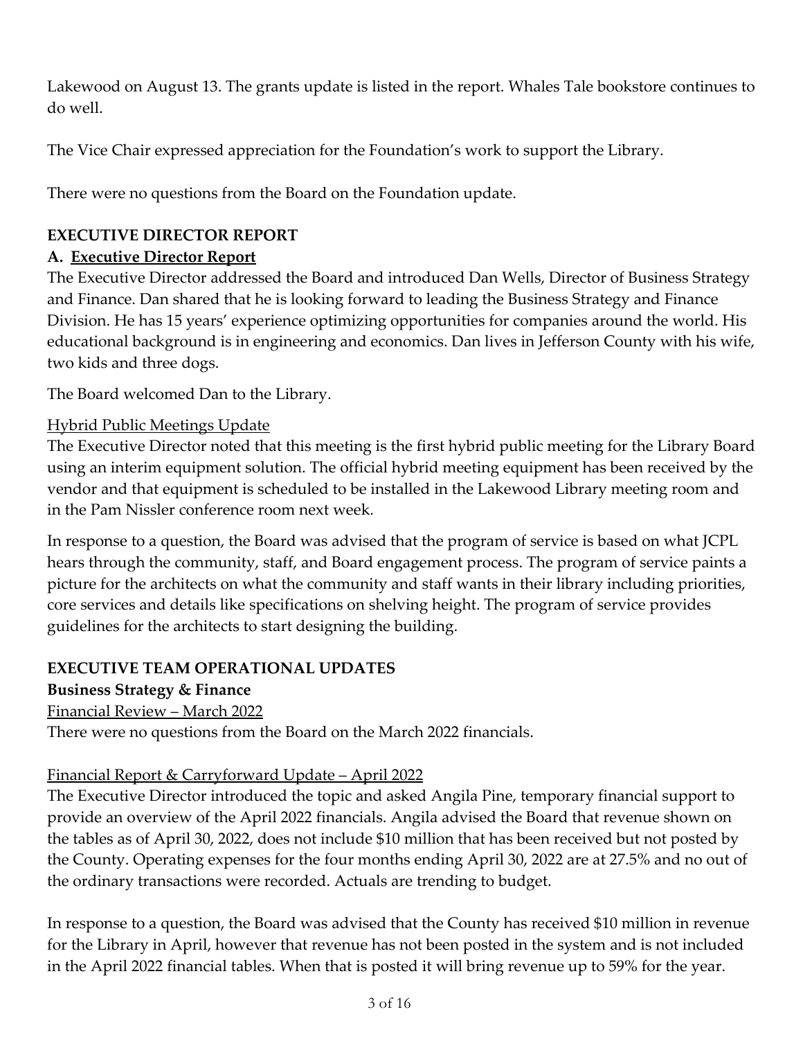Lakewood on August 13. The grants update is listed in the report. Whales Tale bookstore continues to do well.

The Vice Chair expressed appreciation for the Foundation's work to support the Library.

There were no questions from the Board on the Foundation update.

## EXECUTIVE DIRECTOR REPORT

### A. Executive Director Report

The Executive Director addressed the Board and introduced Dan Wells, Director of Business Strategy and Finance. Dan shared that he is looking forward to leading the Business Strategy and Finance Division. He has 15 years' experience optimizing opportunities for companies around the world. His educational background is in engineering and economics. Dan lives in Jefferson County with his wife, two kids and three dogs.

The Board welcomed Dan to the Library.

Hybrid Public Meetings Update

The Executive Director noted that this meeting is the first hybrid public meeting for the Library Board using an interim equipment solution. The official hybrid meeting equipment has been received by the vendor and that equipment is scheduled to be installed in the Lakewood Library meeting room and in the Pam Nissler conference room next week.

In response to a question, the Board was advised that the program of service is based on what JCPL hears through the community, staff, and Board engagement process. The program of service paints a picture for the architects on what the community and staff wants in their library including priorities, core services and details like specifications on shelving height. The program of service provides guidelines for the architects to start designing the building.

## EXECUTIVE TEAM OPERATIONAL UPDATES

**Business Strategy & Finance**

Financial Review – March 2022

There were no questions from the Board on the March 2022 financials.

Financial Report & Carryforward Update – April 2022

The Executive Director introduced the topic and asked Angila Pine, temporary financial support to provide an overview of the April 2022 financials. Angila advised the Board that revenue shown on the tables as of April 30, 2022, does not include $10 million that has been received but not posted by the County. Operating expenses for the four months ending April 30, 2022 are at 27.5% and no out of the ordinary transactions were recorded. Actuals are trending to budget.

In response to a question, the Board was advised that the County has received $10 million in revenue for the Library in April, however that revenue has not been posted in the system and is not included in the April 2022 financial tables. When that is posted it will bring revenue up to 59% for the year.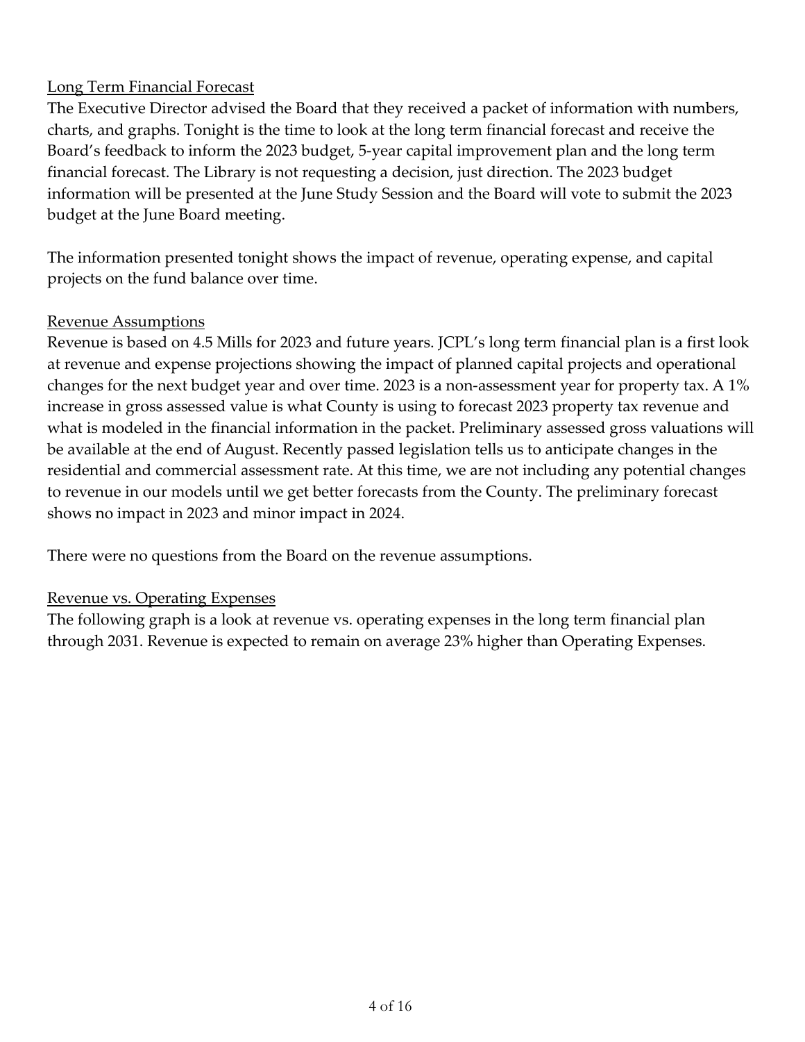## Long Term Financial Forecast

The Executive Director advised the Board that they received a packet of information with numbers, charts, and graphs. Tonight is the time to look at the long term financial forecast and receive the Board's feedback to inform the 2023 budget, 5-year capital improvement plan and the long term financial forecast. The Library is not requesting a decision, just direction. The 2023 budget information will be presented at the June Study Session and the Board will vote to submit the 2023 budget at the June Board meeting.

The information presented tonight shows the impact of revenue, operating expense, and capital projects on the fund balance over time.

## Revenue Assumptions

Revenue is based on 4.5 Mills for 2023 and future years. JCPL's long term financial plan is a first look at revenue and expense projections showing the impact of planned capital projects and operational changes for the next budget year and over time. 2023 is a non-assessment year for property tax. A 1% increase in gross assessed value is what County is using to forecast 2023 property tax revenue and what is modeled in the financial information in the packet. Preliminary assessed gross valuations will be available at the end of August. Recently passed legislation tells us to anticipate changes in the residential and commercial assessment rate. At this time, we are not including any potential changes to revenue in our models until we get better forecasts from the County. The preliminary forecast shows no impact in 2023 and minor impact in 2024.

There were no questions from the Board on the revenue assumptions.

## Revenue vs. Operating Expenses

The following graph is a look at revenue vs. operating expenses in the long term financial plan through 2031. Revenue is expected to remain on average 23% higher than Operating Expenses.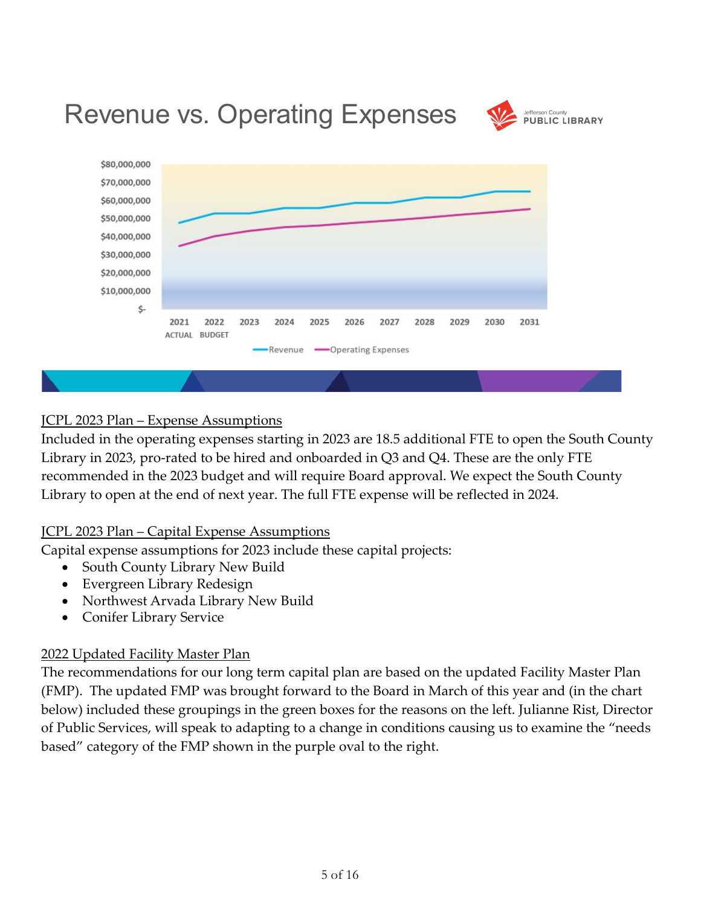# Revenue vs. Operating Expenses

Jefferson County PUBLIC LIBRARY

$80,000,000
$70,000,000
$60,000,000
$50,000,000
$40,000,000
$30,000,000
$20,000,000
$10,000,000
$-

2021 ACTUAL, 2022 BUDGET, 2023, 2024, 2025, 2026, 2027, 2028, 2029, 2030, 2031

Revenue — Operating Expenses

<u>JCPL 2023 Plan – Expense Assumptions</u>

Included in the operating expenses starting in 2023 are 18.5 additional FTE to open the South County Library in 2023, pro-rated to be hired and onboarded in Q3 and Q4. These are the only FTE recommended in the 2023 budget and will require Board approval. We expect the South County Library to open at the end of next year. The full FTE expense will be reflected in 2024.

<u>JCPL 2023 Plan – Capital Expense Assumptions</u>

Capital expense assumptions for 2023 include these capital projects:

- South County Library New Build
- Evergreen Library Redesign
- Northwest Arvada Library New Build
- Conifer Library Service

<u>2022 Updated Facility Master Plan</u>

The recommendations for our long term capital plan are based on the updated Facility Master Plan (FMP). The updated FMP was brought forward to the Board in March of this year and (in the chart below) included these groupings in the green boxes for the reasons on the left. Julianne Rist, Director of Public Services, will speak to adapting to a change in conditions causing us to examine the "needs based" category of the FMP shown in the purple oval to the right.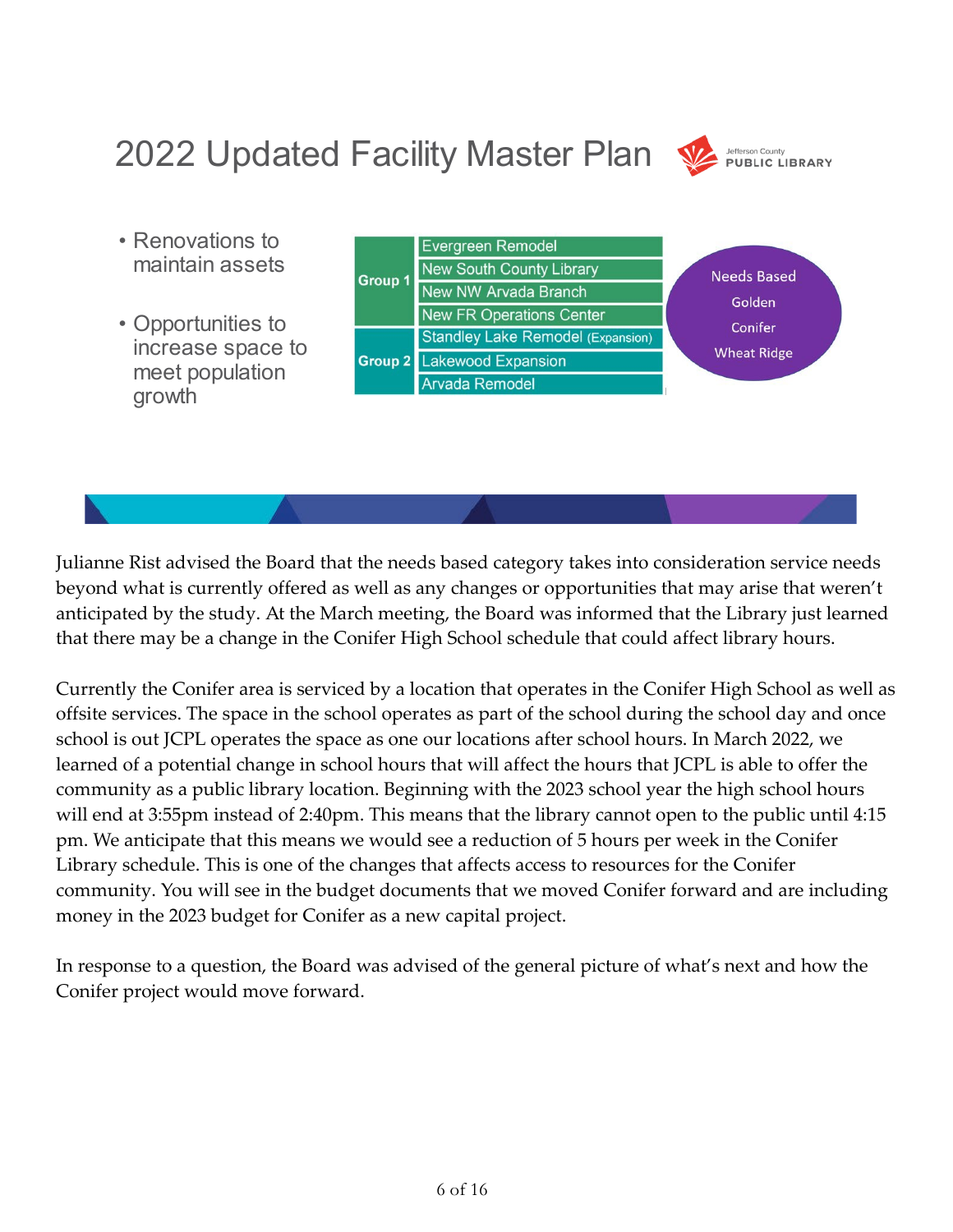## 2022 Updated Facility Master Plan

Jefferson County PUBLIC LIBRARY

- Renovations to maintain assets
- Opportunities to increase space to meet population growth

| | |
|---|---|
| Group 1 | Evergreen Remodel |
| | New South County Library |
| | New NW Arvada Branch |
| | New FR Operations Center |
| Group 2 | Standley Lake Remodel (Expansion) |
| | Lakewood Expansion |
| | Arvada Remodel |

Needs Based
Golden
Conifer
Wheat Ridge

Julianne Rist advised the Board that the needs based category takes into consideration service needs beyond what is currently offered as well as any changes or opportunities that may arise that weren't anticipated by the study. At the March meeting, the Board was informed that the Library just learned that there may be a change in the Conifer High School schedule that could affect library hours.

Currently the Conifer area is serviced by a location that operates in the Conifer High School as well as offsite services. The space in the school operates as part of the school during the school day and once school is out JCPL operates the space as one our locations after school hours. In March 2022, we learned of a potential change in school hours that will affect the hours that JCPL is able to offer the community as a public library location. Beginning with the 2023 school year the high school hours will end at 3:55pm instead of 2:40pm. This means that the library cannot open to the public until 4:15 pm. We anticipate that this means we would see a reduction of 5 hours per week in the Conifer Library schedule. This is one of the changes that affects access to resources for the Conifer community. You will see in the budget documents that we moved Conifer forward and are including money in the 2023 budget for Conifer as a new capital project.

In response to a question, the Board was advised of the general picture of what's next and how the Conifer project would move forward.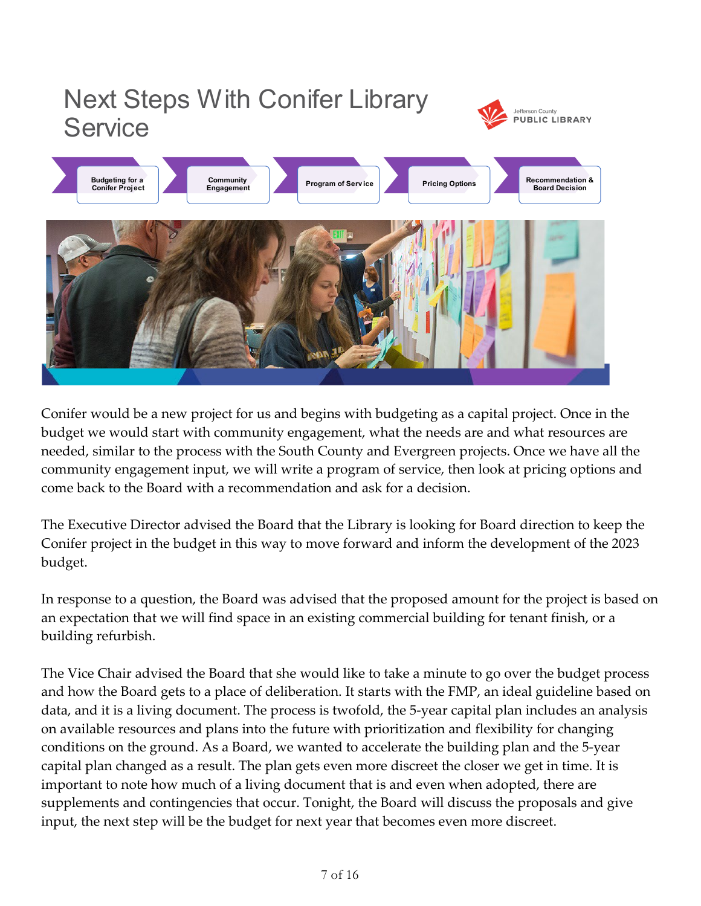# Next Steps With Conifer Library Service

Budgeting for a Conifer Project → Community Engagement → Program of Service → Pricing Options → Recommendation & Board Decision

Conifer would be a new project for us and begins with budgeting as a capital project. Once in the budget we would start with community engagement, what the needs are and what resources are needed, similar to the process with the South County and Evergreen projects. Once we have all the community engagement input, we will write a program of service, then look at pricing options and come back to the Board with a recommendation and ask for a decision.

The Executive Director advised the Board that the Library is looking for Board direction to keep the Conifer project in the budget in this way to move forward and inform the development of the 2023 budget.

In response to a question, the Board was advised that the proposed amount for the project is based on an expectation that we will find space in an existing commercial building for tenant finish, or a building refurbish.

The Vice Chair advised the Board that she would like to take a minute to go over the budget process and how the Board gets to a place of deliberation. It starts with the FMP, an ideal guideline based on data, and it is a living document. The process is twofold, the 5-year capital plan includes an analysis on available resources and plans into the future with prioritization and flexibility for changing conditions on the ground. As a Board, we wanted to accelerate the building plan and the 5-year capital plan changed as a result. The plan gets even more discreet the closer we get in time. It is important to note how much of a living document that is and even when adopted, there are supplements and contingencies that occur. Tonight, the Board will discuss the proposals and give input, the next step will be the budget for next year that becomes even more discreet.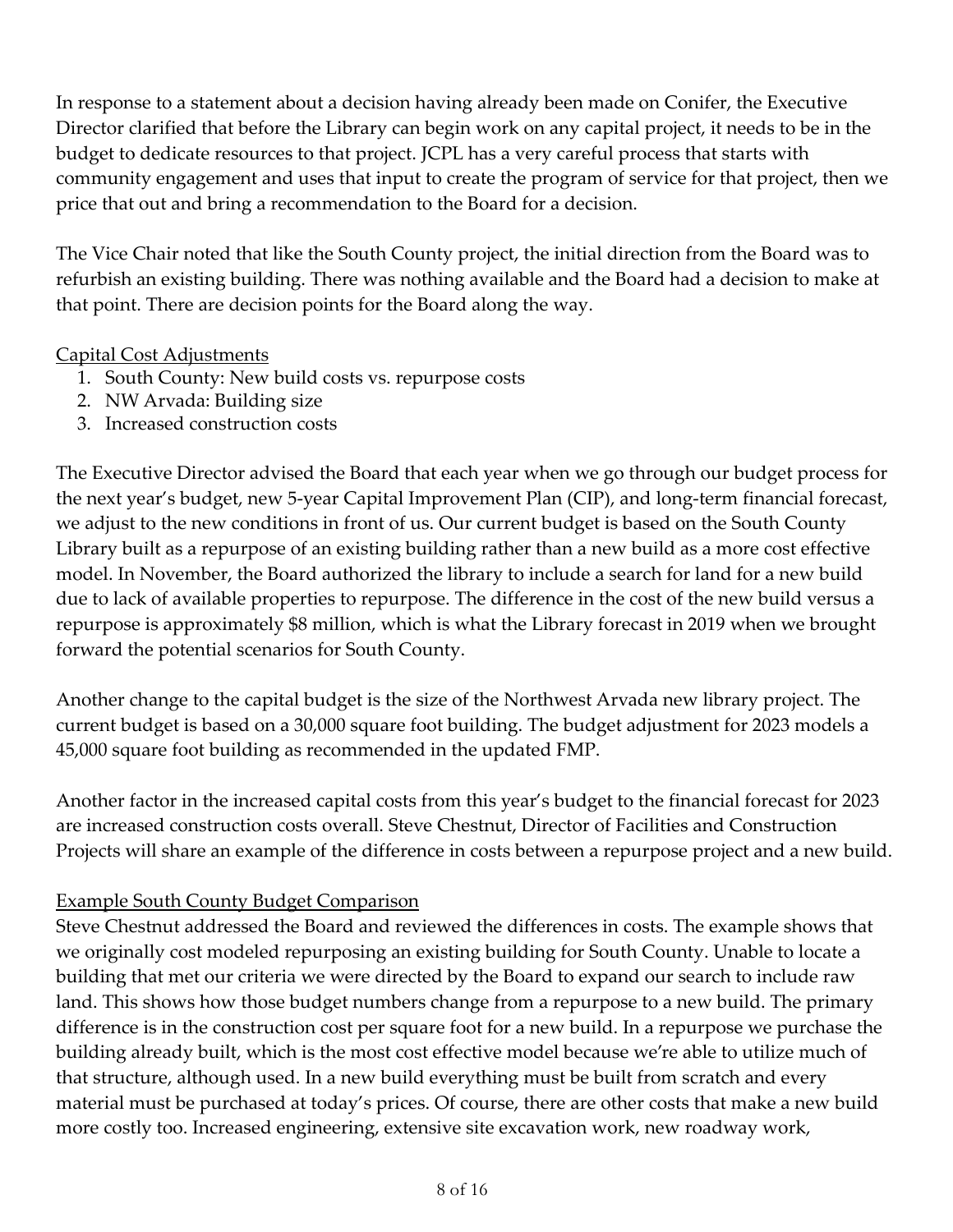In response to a statement about a decision having already been made on Conifer, the Executive Director clarified that before the Library can begin work on any capital project, it needs to be in the budget to dedicate resources to that project. JCPL has a very careful process that starts with community engagement and uses that input to create the program of service for that project, then we price that out and bring a recommendation to the Board for a decision.

The Vice Chair noted that like the South County project, the initial direction from the Board was to refurbish an existing building. There was nothing available and the Board had a decision to make at that point. There are decision points for the Board along the way.

Capital Cost Adjustments

1. South County: New build costs vs. repurpose costs
2. NW Arvada: Building size
3. Increased construction costs

The Executive Director advised the Board that each year when we go through our budget process for the next year's budget, new 5-year Capital Improvement Plan (CIP), and long-term financial forecast, we adjust to the new conditions in front of us. Our current budget is based on the South County Library built as a repurpose of an existing building rather than a new build as a more cost effective model. In November, the Board authorized the library to include a search for land for a new build due to lack of available properties to repurpose. The difference in the cost of the new build versus a repurpose is approximately $8 million, which is what the Library forecast in 2019 when we brought forward the potential scenarios for South County.

Another change to the capital budget is the size of the Northwest Arvada new library project. The current budget is based on a 30,000 square foot building. The budget adjustment for 2023 models a 45,000 square foot building as recommended in the updated FMP.

Another factor in the increased capital costs from this year's budget to the financial forecast for 2023 are increased construction costs overall. Steve Chestnut, Director of Facilities and Construction Projects will share an example of the difference in costs between a repurpose project and a new build.

Example South County Budget Comparison

Steve Chestnut addressed the Board and reviewed the differences in costs. The example shows that we originally cost modeled repurposing an existing building for South County. Unable to locate a building that met our criteria we were directed by the Board to expand our search to include raw land. This shows how those budget numbers change from a repurpose to a new build. The primary difference is in the construction cost per square foot for a new build. In a repurpose we purchase the building already built, which is the most cost effective model because we're able to utilize much of that structure, although used. In a new build everything must be built from scratch and every material must be purchased at today's prices. Of course, there are other costs that make a new build more costly too. Increased engineering, extensive site excavation work, new roadway work,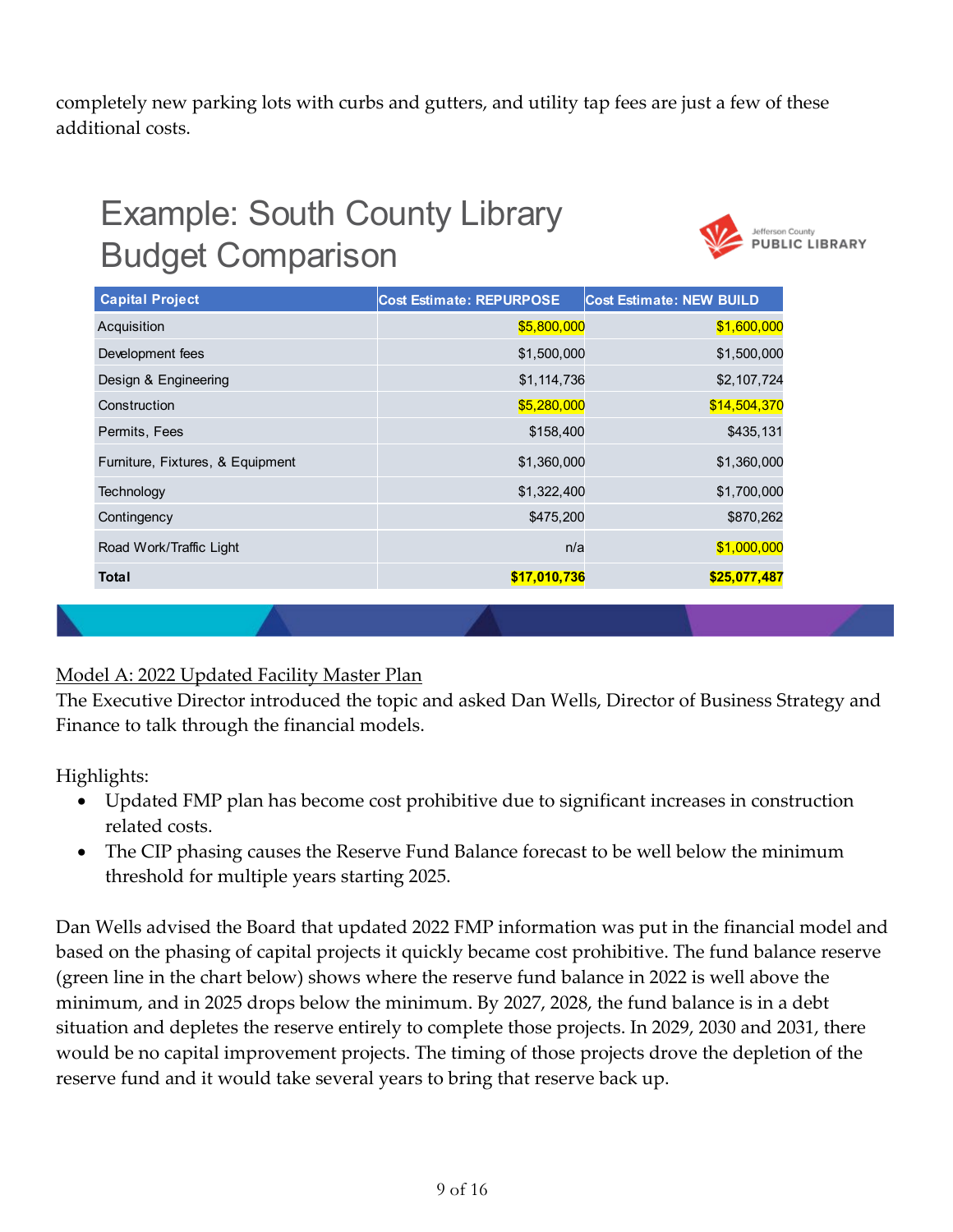completely new parking lots with curbs and gutters, and utility tap fees are just a few of these additional costs.

## Example: South County Library Budget Comparison

Jefferson County PUBLIC LIBRARY

| Capital Project | Cost Estimate: REPURPOSE | Cost Estimate: NEW BUILD |
|---|---|---|
| Acquisition | $5,800,000 | $1,600,000 |
| Development fees | $1,500,000 | $1,500,000 |
| Design & Engineering | $1,114,736 | $2,107,724 |
| Construction | $5,280,000 | $14,504,370 |
| Permits, Fees | $158,400 | $435,131 |
| Furniture, Fixtures, & Equipment | $1,360,000 | $1,360,000 |
| Technology | $1,322,400 | $1,700,000 |
| Contingency | $475,200 | $870,262 |
| Road Work/Traffic Light | n/a | $1,000,000 |
| **Total** | **$17,010,736** | **$25,077,487** |

<u>Model A: 2022 Updated Facility Master Plan</u>

The Executive Director introduced the topic and asked Dan Wells, Director of Business Strategy and Finance to talk through the financial models.

Highlights:

- Updated FMP plan has become cost prohibitive due to significant increases in construction related costs.
- The CIP phasing causes the Reserve Fund Balance forecast to be well below the minimum threshold for multiple years starting 2025.

Dan Wells advised the Board that updated 2022 FMP information was put in the financial model and based on the phasing of capital projects it quickly became cost prohibitive. The fund balance reserve (green line in the chart below) shows where the reserve fund balance in 2022 is well above the minimum, and in 2025 drops below the minimum. By 2027, 2028, the fund balance is in a debt situation and depletes the reserve entirely to complete those projects. In 2029, 2030 and 2031, there would be no capital improvement projects. The timing of those projects drove the depletion of the reserve fund and it would take several years to bring that reserve back up.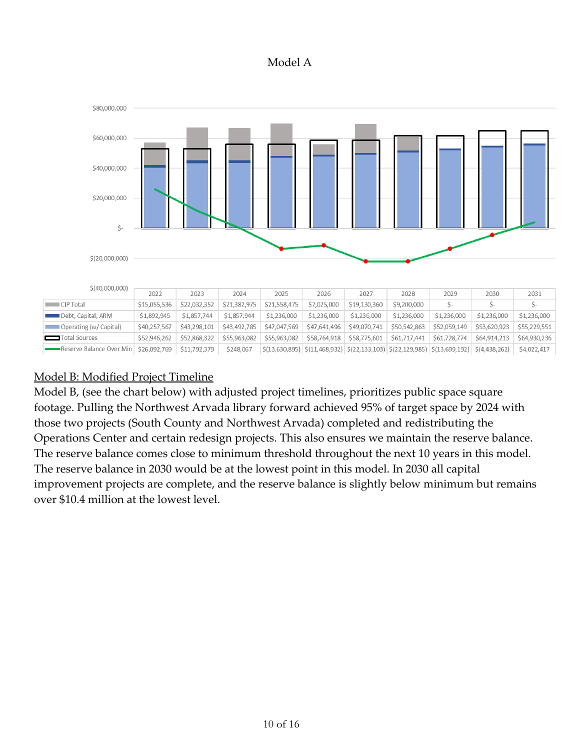Model A

$80,000,000
$60,000,000
$40,000,000
$20,000,000
$-
$(20,000,000)
$(40,000,000)

| | 2022 | 2023 | 2024 | 2025 | 2026 | 2027 | 2028 | 2029 | 2030 | 2031 |
|---|---|---|---|---|---|---|---|---|---|---|
| CIP Total | $15,055,536 | $22,032,352 | $21,382,975 | $21,558,475 | $7,025,000 | $19,130,360 | $9,200,000 | $- | $- | $- |
| Debt, Capital, ARM | $1,892,945 | $1,857,744 | $1,857,944 | $1,236,000 | $1,236,000 | $1,236,000 | $1,236,000 | $1,236,000 | $1,236,000 | $1,236,000 |
| Operating (w/ Capital) | $40,257,567 | $43,298,101 | $43,492,785 | $47,047,569 | $47,641,496 | $49,070,741 | $50,542,863 | $52,059,149 | $53,620,923 | $55,229,551 |
| Total Sources | $52,946,262 | $52,868,322 | $55,963,082 | $55,963,082 | $58,764,918 | $58,775,601 | $61,717,441 | $61,728,774 | $64,914,213 | $64,930,236 |
| Reserve Balance Over Min | $26,092,769 | $11,792,379 | $248,067 | $(13,630,895) | $(11,468,932) | $(22,133,103) | $(22,129,985) | $(13,699,192) | $(4,438,262) | $4,022,417 |

## Model B: Modified Project Timeline

Model B, (see the chart below) with adjusted project timelines, prioritizes public space square footage. Pulling the Northwest Arvada library forward achieved 95% of target space by 2024 with those two projects (South County and Northwest Arvada) completed and redistributing the Operations Center and certain redesign projects. This also ensures we maintain the reserve balance. The reserve balance comes close to minimum threshold throughout the next 10 years in this model. The reserve balance in 2030 would be at the lowest point in this model. In 2030 all capital improvement projects are complete, and the reserve balance is slightly below minimum but remains over $10.4 million at the lowest level.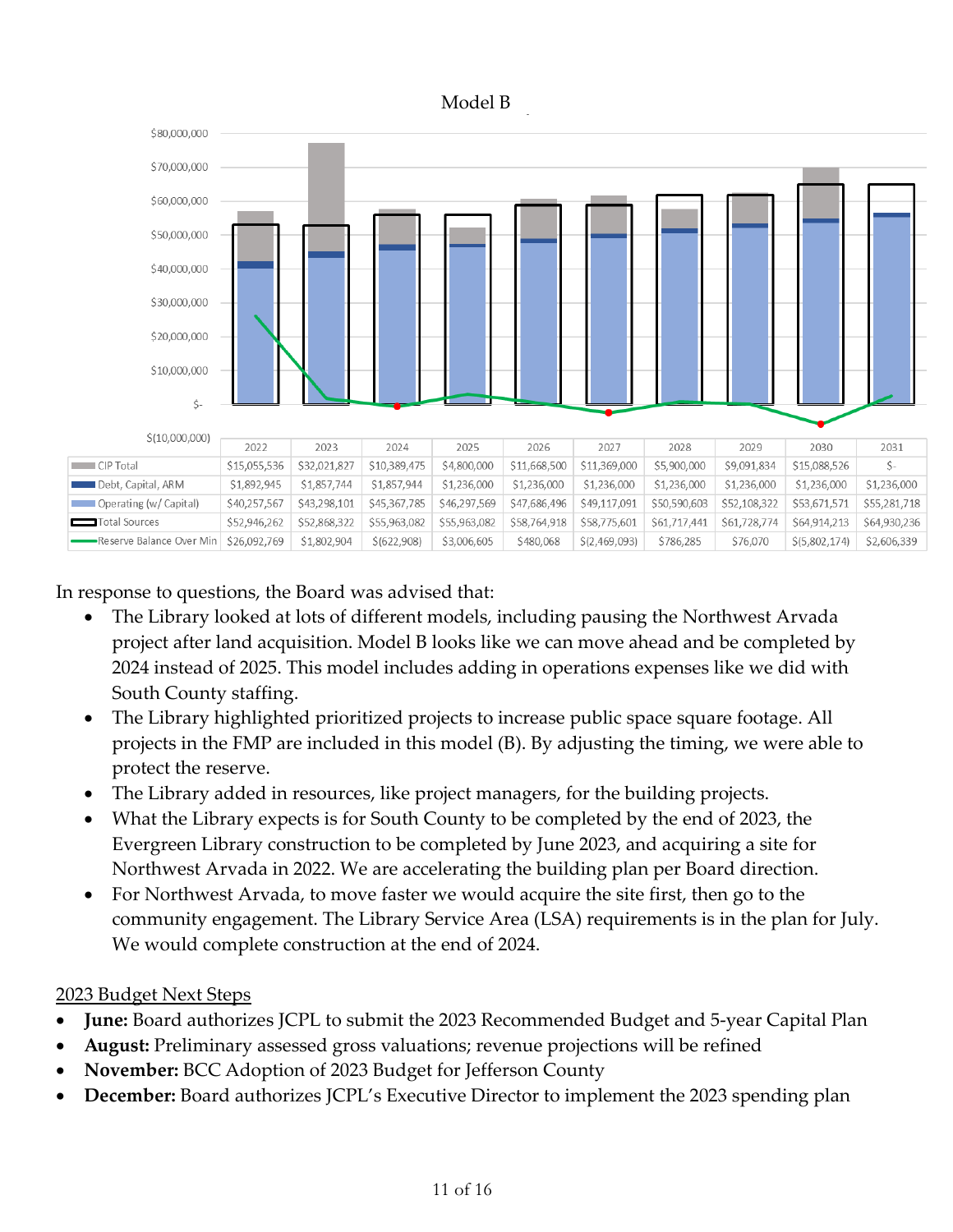Model B

$80,000,000
$70,000,000
$60,000,000
$50,000,000
$40,000,000
$30,000,000
$20,000,000
$10,000,000
$-
$(10,000,000)

| | 2022 | 2023 | 2024 | 2025 | 2026 | 2027 | 2028 | 2029 | 2030 | 2031 |
|---|---|---|---|---|---|---|---|---|---|---|
| CIP Total | $15,055,536 | $32,021,827 | $10,389,475 | $4,800,000 | $11,668,500 | $11,369,000 | $5,900,000 | $9,091,834 | $15,088,526 | $- |
| Debt, Capital, ARM | $1,892,945 | $1,857,744 | $1,857,944 | $1,236,000 | $1,236,000 | $1,236,000 | $1,236,000 | $1,236,000 | $1,236,000 | $1,236,000 |
| Operating (w/ Capital) | $40,257,567 | $43,298,101 | $45,367,785 | $46,297,569 | $47,686,496 | $49,117,091 | $50,590,603 | $52,108,322 | $53,671,571 | $55,281,718 |
| Total Sources | $52,946,262 | $52,868,322 | $55,963,082 | $55,963,082 | $58,764,918 | $58,775,601 | $61,717,441 | $61,728,774 | $64,914,213 | $64,930,236 |
| Reserve Balance Over Min | $26,092,769 | $1,802,904 | $(622,908) | $3,006,605 | $480,068 | $(2,469,093) | $786,285 | $76,070 | $(5,802,174) | $2,606,339 |

In response to questions, the Board was advised that:

- The Library looked at lots of different models, including pausing the Northwest Arvada project after land acquisition. Model B looks like we can move ahead and be completed by 2024 instead of 2025. This model includes adding in operations expenses like we did with South County staffing.
- The Library highlighted prioritized projects to increase public space square footage. All projects in the FMP are included in this model (B). By adjusting the timing, we were able to protect the reserve.
- The Library added in resources, like project managers, for the building projects.
- What the Library expects is for South County to be completed by the end of 2023, the Evergreen Library construction to be completed by June 2023, and acquiring a site for Northwest Arvada in 2022. We are accelerating the building plan per Board direction.
- For Northwest Arvada, to move faster we would acquire the site first, then go to the community engagement. The Library Service Area (LSA) requirements is in the plan for July. We would complete construction at the end of 2024.

<u>2023 Budget Next Steps</u>

- **June:** Board authorizes JCPL to submit the 2023 Recommended Budget and 5-year Capital Plan
- **August:** Preliminary assessed gross valuations; revenue projections will be refined
- **November:** BCC Adoption of 2023 Budget for Jefferson County
- **December:** Board authorizes JCPL's Executive Director to implement the 2023 spending plan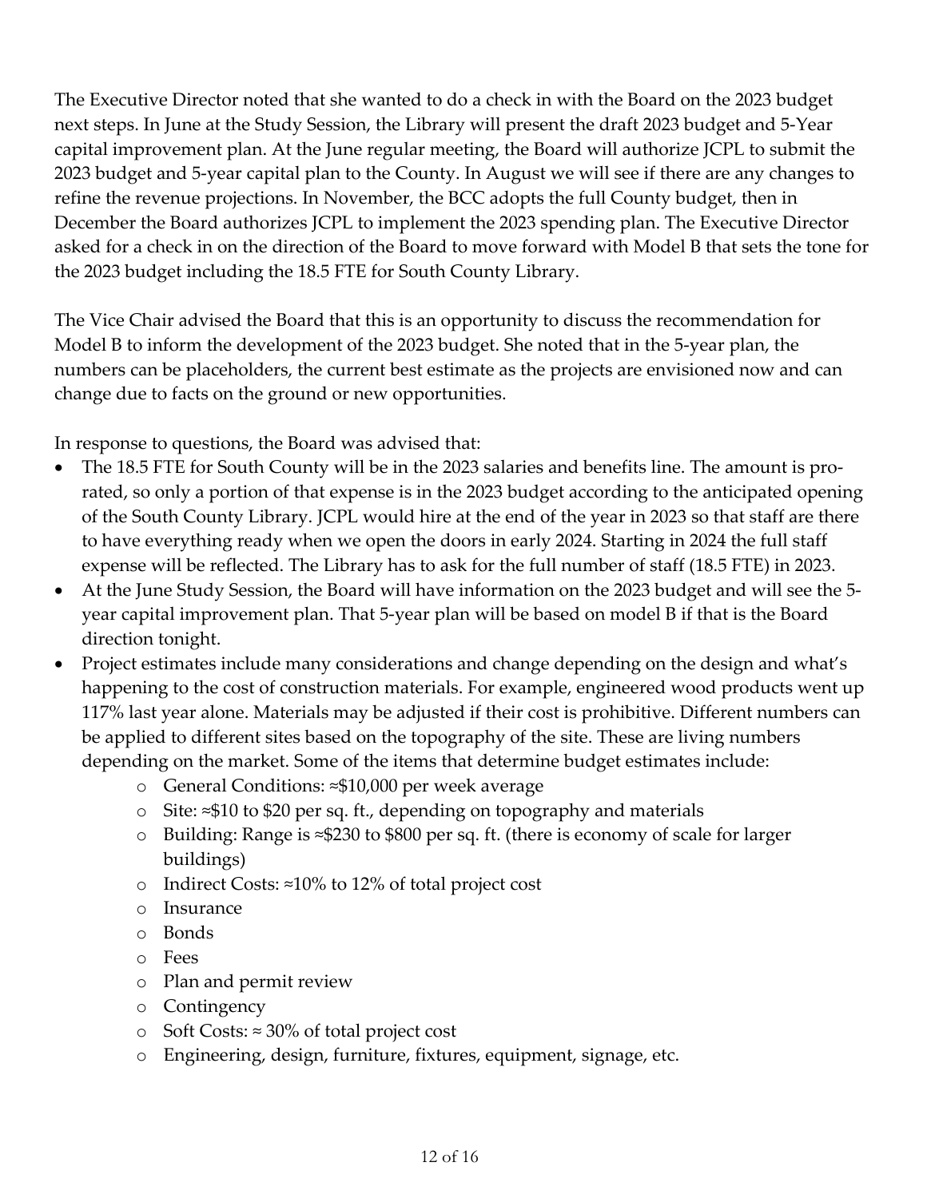The Executive Director noted that she wanted to do a check in with the Board on the 2023 budget next steps. In June at the Study Session, the Library will present the draft 2023 budget and 5-Year capital improvement plan. At the June regular meeting, the Board will authorize JCPL to submit the 2023 budget and 5-year capital plan to the County. In August we will see if there are any changes to refine the revenue projections. In November, the BCC adopts the full County budget, then in December the Board authorizes JCPL to implement the 2023 spending plan. The Executive Director asked for a check in on the direction of the Board to move forward with Model B that sets the tone for the 2023 budget including the 18.5 FTE for South County Library.

The Vice Chair advised the Board that this is an opportunity to discuss the recommendation for Model B to inform the development of the 2023 budget. She noted that in the 5-year plan, the numbers can be placeholders, the current best estimate as the projects are envisioned now and can change due to facts on the ground or new opportunities.

In response to questions, the Board was advised that:

- The 18.5 FTE for South County will be in the 2023 salaries and benefits line. The amount is pro-rated, so only a portion of that expense is in the 2023 budget according to the anticipated opening of the South County Library. JCPL would hire at the end of the year in 2023 so that staff are there to have everything ready when we open the doors in early 2024. Starting in 2024 the full staff expense will be reflected. The Library has to ask for the full number of staff (18.5 FTE) in 2023.
- At the June Study Session, the Board will have information on the 2023 budget and will see the 5-year capital improvement plan. That 5-year plan will be based on model B if that is the Board direction tonight.
- Project estimates include many considerations and change depending on the design and what's happening to the cost of construction materials. For example, engineered wood products went up 117% last year alone. Materials may be adjusted if their cost is prohibitive. Different numbers can be applied to different sites based on the topography of the site. These are living numbers depending on the market. Some of the items that determine budget estimates include:
  - General Conditions: ≈$10,000 per week average
  - Site: ≈$10 to $20 per sq. ft., depending on topography and materials
  - Building: Range is ≈$230 to $800 per sq. ft. (there is economy of scale for larger buildings)
  - Indirect Costs: ≈10% to 12% of total project cost
  - Insurance
  - Bonds
  - Fees
  - Plan and permit review
  - Contingency
  - Soft Costs: ≈ 30% of total project cost
  - Engineering, design, furniture, fixtures, equipment, signage, etc.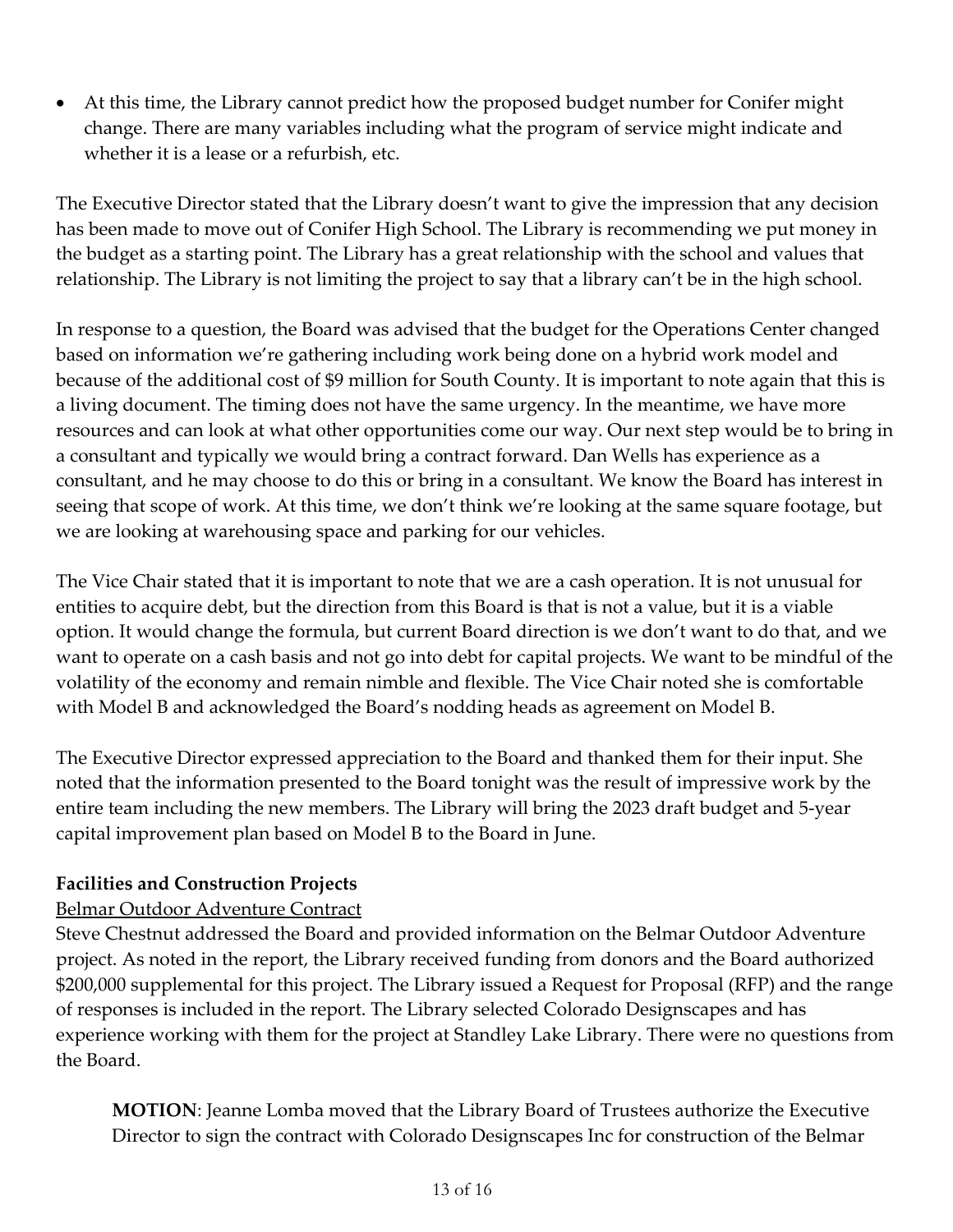- At this time, the Library cannot predict how the proposed budget number for Conifer might change. There are many variables including what the program of service might indicate and whether it is a lease or a refurbish, etc.

The Executive Director stated that the Library doesn't want to give the impression that any decision has been made to move out of Conifer High School. The Library is recommending we put money in the budget as a starting point. The Library has a great relationship with the school and values that relationship. The Library is not limiting the project to say that a library can't be in the high school.

In response to a question, the Board was advised that the budget for the Operations Center changed based on information we're gathering including work being done on a hybrid work model and because of the additional cost of $9 million for South County. It is important to note again that this is a living document. The timing does not have the same urgency. In the meantime, we have more resources and can look at what other opportunities come our way. Our next step would be to bring in a consultant and typically we would bring a contract forward. Dan Wells has experience as a consultant, and he may choose to do this or bring in a consultant. We know the Board has interest in seeing that scope of work. At this time, we don't think we're looking at the same square footage, but we are looking at warehousing space and parking for our vehicles.

The Vice Chair stated that it is important to note that we are a cash operation. It is not unusual for entities to acquire debt, but the direction from this Board is that is not a value, but it is a viable option. It would change the formula, but current Board direction is we don't want to do that, and we want to operate on a cash basis and not go into debt for capital projects. We want to be mindful of the volatility of the economy and remain nimble and flexible. The Vice Chair noted she is comfortable with Model B and acknowledged the Board's nodding heads as agreement on Model B.

The Executive Director expressed appreciation to the Board and thanked them for their input. She noted that the information presented to the Board tonight was the result of impressive work by the entire team including the new members. The Library will bring the 2023 draft budget and 5-year capital improvement plan based on Model B to the Board in June.

**Facilities and Construction Projects**

Belmar Outdoor Adventure Contract

Steve Chestnut addressed the Board and provided information on the Belmar Outdoor Adventure project. As noted in the report, the Library received funding from donors and the Board authorized $200,000 supplemental for this project. The Library issued a Request for Proposal (RFP) and the range of responses is included in the report. The Library selected Colorado Designscapes and has experience working with them for the project at Standley Lake Library. There were no questions from the Board.

> **MOTION**: Jeanne Lomba moved that the Library Board of Trustees authorize the Executive Director to sign the contract with Colorado Designscapes Inc for construction of the Belmar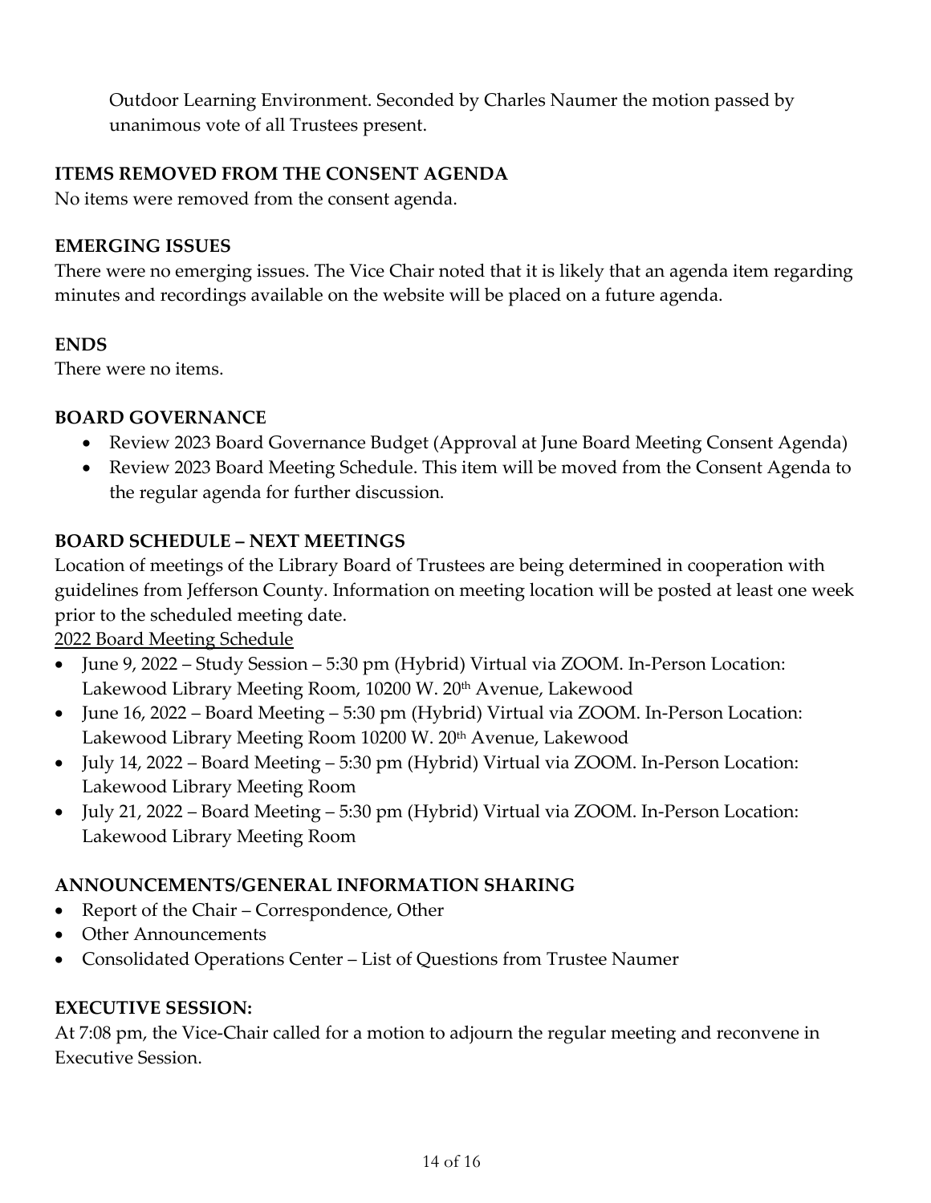Outdoor Learning Environment. Seconded by Charles Naumer the motion passed by unanimous vote of all Trustees present.

**ITEMS REMOVED FROM THE CONSENT AGENDA**

No items were removed from the consent agenda.

**EMERGING ISSUES**

There were no emerging issues. The Vice Chair noted that it is likely that an agenda item regarding minutes and recordings available on the website will be placed on a future agenda.

**ENDS**

There were no items.

**BOARD GOVERNANCE**

- Review 2023 Board Governance Budget (Approval at June Board Meeting Consent Agenda)
- Review 2023 Board Meeting Schedule. This item will be moved from the Consent Agenda to the regular agenda for further discussion.

**BOARD SCHEDULE – NEXT MEETINGS**

Location of meetings of the Library Board of Trustees are being determined in cooperation with guidelines from Jefferson County. Information on meeting location will be posted at least one week prior to the scheduled meeting date.

2022 Board Meeting Schedule

- June 9, 2022 – Study Session – 5:30 pm (Hybrid) Virtual via ZOOM. In-Person Location: Lakewood Library Meeting Room, 10200 W. 20th Avenue, Lakewood
- June 16, 2022 – Board Meeting – 5:30 pm (Hybrid) Virtual via ZOOM. In-Person Location: Lakewood Library Meeting Room 10200 W. 20th Avenue, Lakewood
- July 14, 2022 – Board Meeting – 5:30 pm (Hybrid) Virtual via ZOOM. In-Person Location: Lakewood Library Meeting Room
- July 21, 2022 – Board Meeting – 5:30 pm (Hybrid) Virtual via ZOOM. In-Person Location: Lakewood Library Meeting Room

**ANNOUNCEMENTS/GENERAL INFORMATION SHARING**

- Report of the Chair – Correspondence, Other
- Other Announcements
- Consolidated Operations Center – List of Questions from Trustee Naumer

**EXECUTIVE SESSION:**

At 7:08 pm, the Vice-Chair called for a motion to adjourn the regular meeting and reconvene in Executive Session.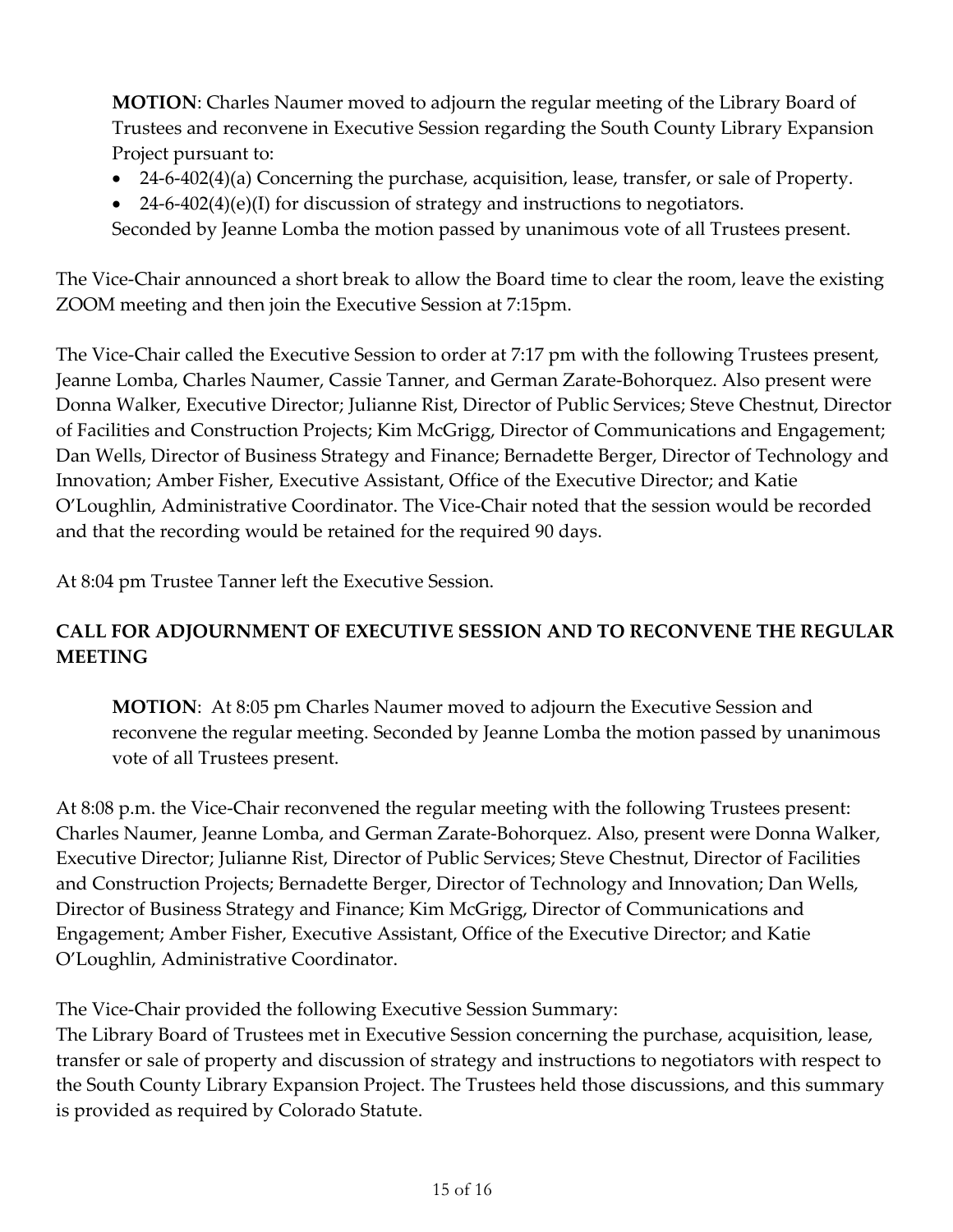**MOTION**: Charles Naumer moved to adjourn the regular meeting of the Library Board of Trustees and reconvene in Executive Session regarding the South County Library Expansion Project pursuant to:

- 24-6-402(4)(a) Concerning the purchase, acquisition, lease, transfer, or sale of Property.
- 24-6-402(4)(e)(I) for discussion of strategy and instructions to negotiators.

Seconded by Jeanne Lomba the motion passed by unanimous vote of all Trustees present.

The Vice-Chair announced a short break to allow the Board time to clear the room, leave the existing ZOOM meeting and then join the Executive Session at 7:15pm.

The Vice-Chair called the Executive Session to order at 7:17 pm with the following Trustees present, Jeanne Lomba, Charles Naumer, Cassie Tanner, and German Zarate-Bohorquez. Also present were Donna Walker, Executive Director; Julianne Rist, Director of Public Services; Steve Chestnut, Director of Facilities and Construction Projects; Kim McGrigg, Director of Communications and Engagement; Dan Wells, Director of Business Strategy and Finance; Bernadette Berger, Director of Technology and Innovation; Amber Fisher, Executive Assistant, Office of the Executive Director; and Katie O'Loughlin, Administrative Coordinator. The Vice-Chair noted that the session would be recorded and that the recording would be retained for the required 90 days.

At 8:04 pm Trustee Tanner left the Executive Session.

## CALL FOR ADJOURNMENT OF EXECUTIVE SESSION AND TO RECONVENE THE REGULAR MEETING

**MOTION**: At 8:05 pm Charles Naumer moved to adjourn the Executive Session and reconvene the regular meeting. Seconded by Jeanne Lomba the motion passed by unanimous vote of all Trustees present.

At 8:08 p.m. the Vice-Chair reconvened the regular meeting with the following Trustees present: Charles Naumer, Jeanne Lomba, and German Zarate-Bohorquez. Also, present were Donna Walker, Executive Director; Julianne Rist, Director of Public Services; Steve Chestnut, Director of Facilities and Construction Projects; Bernadette Berger, Director of Technology and Innovation; Dan Wells, Director of Business Strategy and Finance; Kim McGrigg, Director of Communications and Engagement; Amber Fisher, Executive Assistant, Office of the Executive Director; and Katie O'Loughlin, Administrative Coordinator.

The Vice-Chair provided the following Executive Session Summary:
The Library Board of Trustees met in Executive Session concerning the purchase, acquisition, lease, transfer or sale of property and discussion of strategy and instructions to negotiators with respect to the South County Library Expansion Project. The Trustees held those discussions, and this summary is provided as required by Colorado Statute.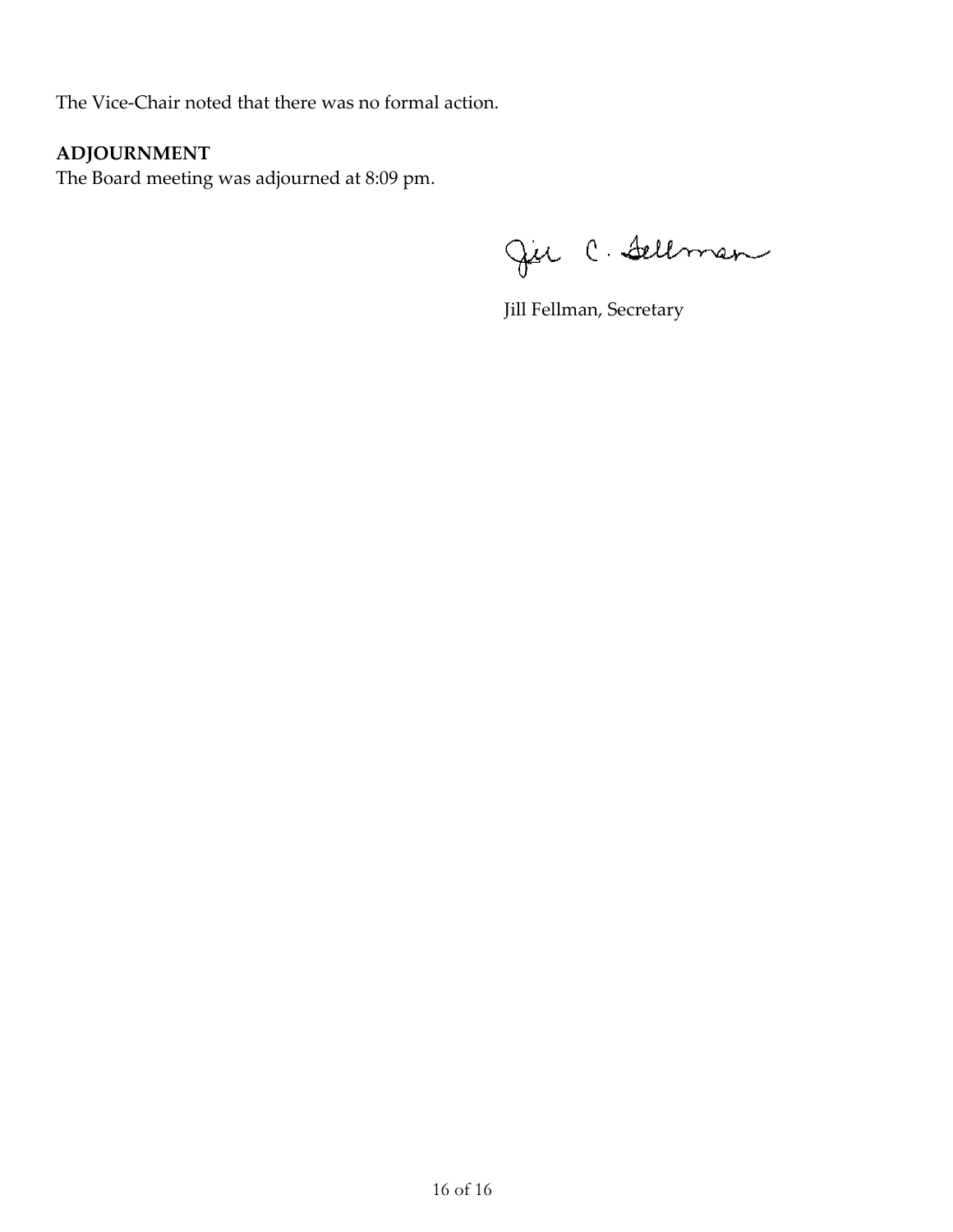The Vice-Chair noted that there was no formal action.

**ADJOURNMENT**

The Board meeting was adjourned at 8:09 pm.

Jill C. Fellman

Jill Fellman, Secretary